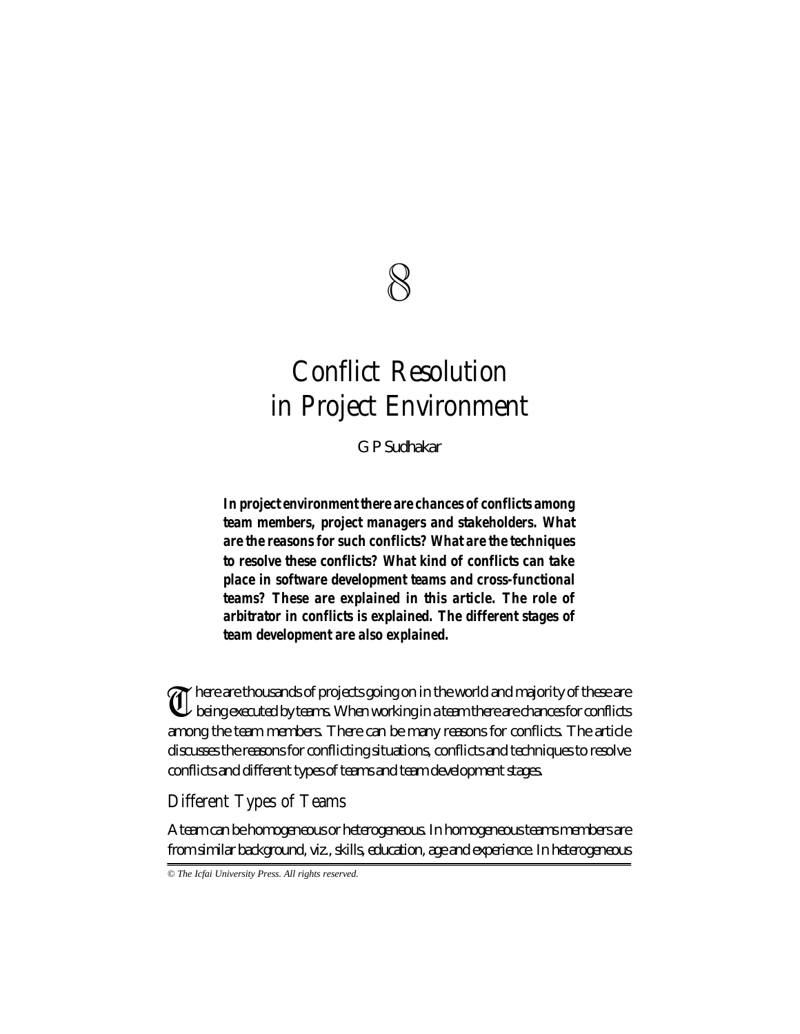8

# Conflict Resolution in Project Environment

G P Sudhakar

**In project environment there are chances of conflicts among team members, project managers and stakeholders. What are the reasons for such conflicts? What are the techniques to resolve these conflicts? What kind of conflicts can take place in software development teams and cross-functional teams? These are explained in this article. The role of arbitrator in conflicts is explained. The different stages of team development are also explained.**

There are thousands of projects going on in the world and majority of these are being executed by teams. When working in a team there are chances for conflicts among the team members. There can be many reasons for conflicts. The article discusses the reasons for conflicting situations, conflicts and techniques to resolve conflicts and different types of teams and team development stages.

## Different Types of Teams

A team can be homogeneous or heterogeneous. In homogeneous teams members are from similar background, viz., skills, education, age and experience. In heterogeneous

© The Icfai University Press. All rights reserved.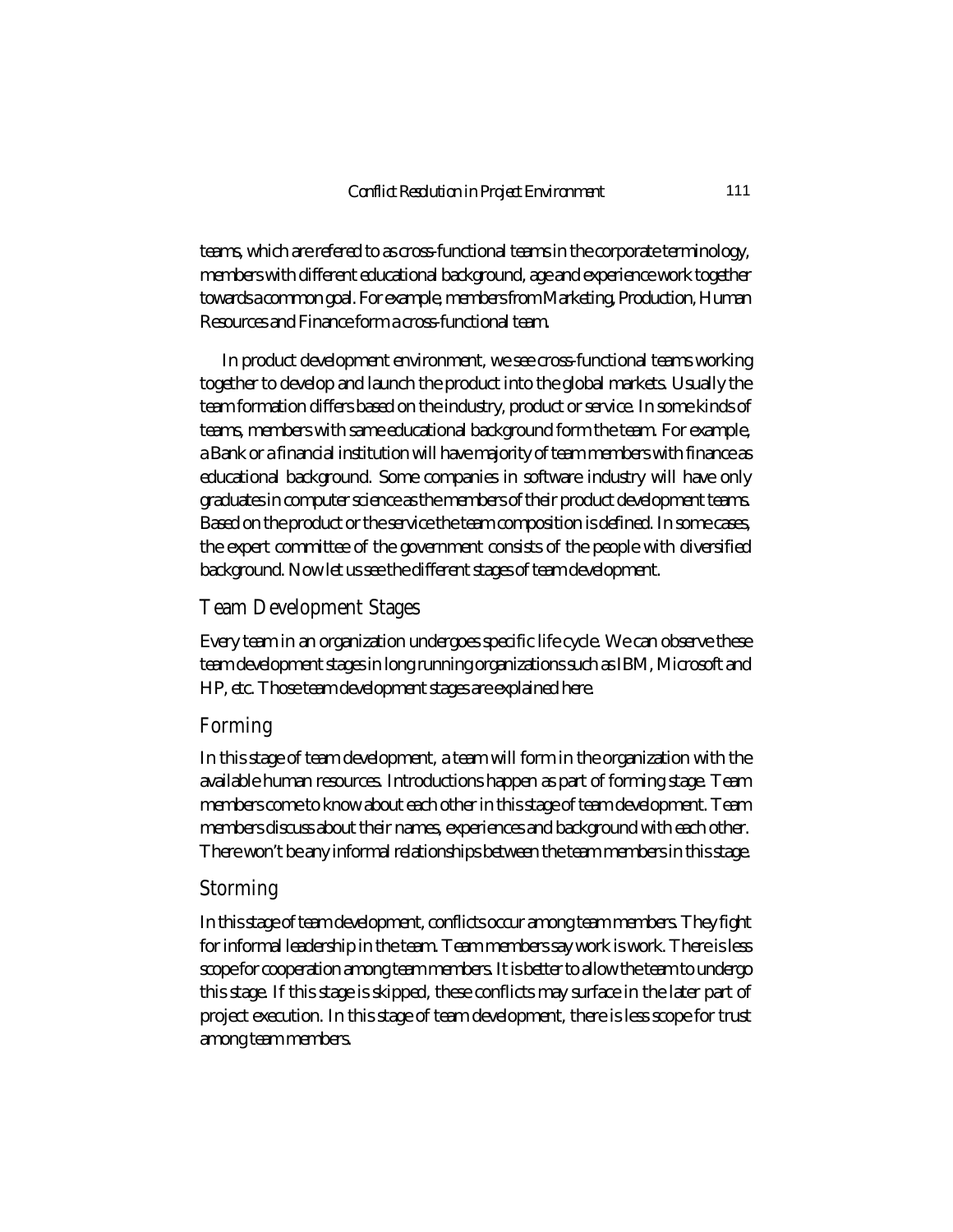teams, which are refered to as cross-functional teams in the corporate terminology, members with different educational background, age and experience work together towards a common goal. For example, members from Marketing, Production, Human Resources and Finance form a cross-functional team.

In product development environment, we see cross-functional teams working together to develop and launch the product into the global markets. Usually the team formation differs based on the industry, product or service. In some kinds of teams, members with same educational background form the team. For example, a Bank or a financial institution will have majority of team members with finance as educational background. Some companies in software industry will have only graduates in computer science as the members of their product development teams. Based on the product or the service the team composition is defined. In some cases, the expert committee of the government consists of the people with diversified background. Now let us see the different stages of team development.

## Team Development Stages

Every team in an organization undergoes specific life cycle. We can observe these team development stages in long running organizations such as IBM, Microsoft and HP, etc. Those team development stages are explained here.

### Forming

In this stage of team development, a team will form in the organization with the available human resources. Introductions happen as part of forming stage. Team members come to know about each other in this stage of team development. Team members discuss about their names, experiences and background with each other. There won't be any informal relationships between the team members in this stage.

### Storming

In this stage of team development, conflicts occur among team members. They fight for informal leadership in the team. Team members say work is work. There is less scope for cooperation among team members. It is better to allow the team to undergo this stage. If this stage is skipped, these conflicts may surface in the later part of project execution. In this stage of team development, there is less scope for trust among team members.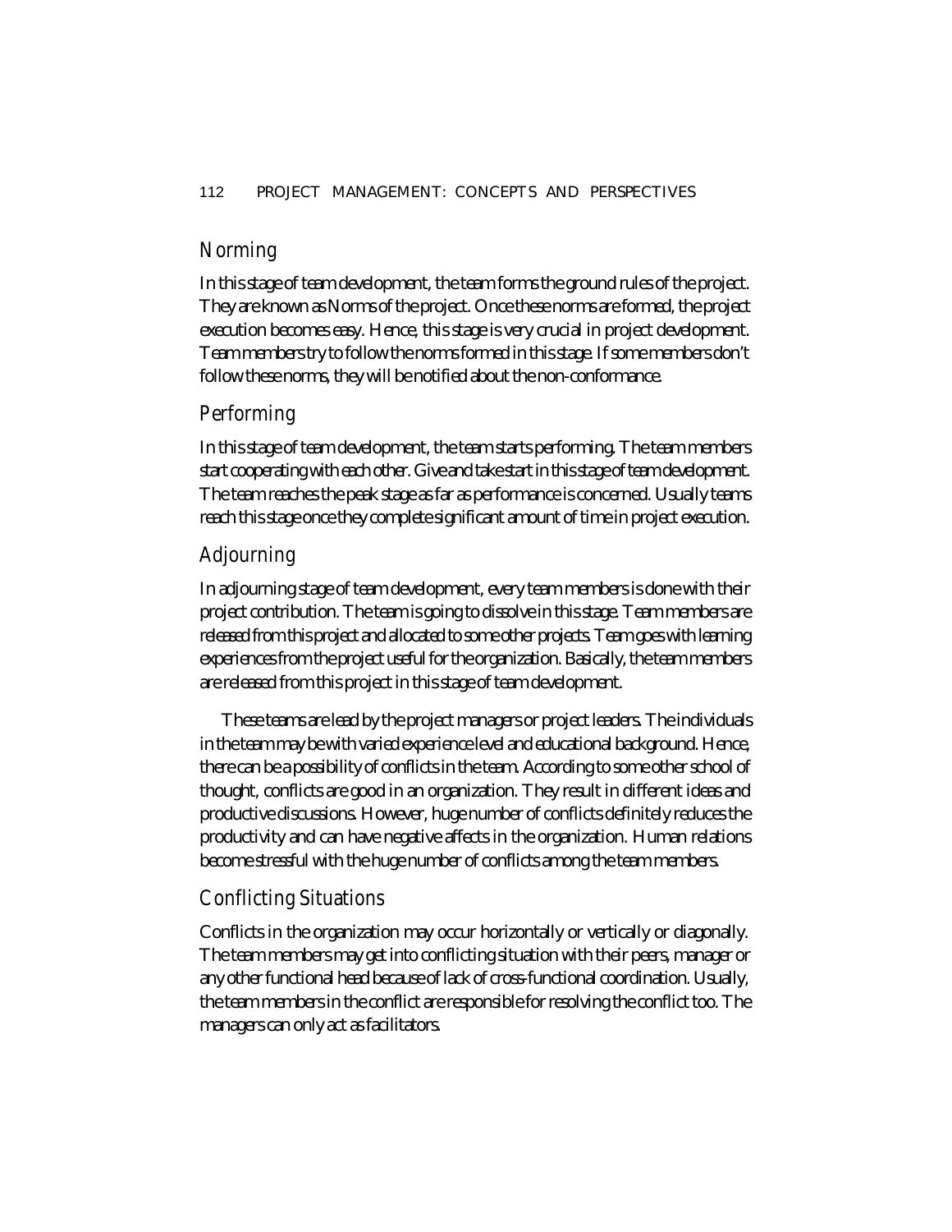## Norming

In this stage of team development, the team forms the ground rules of the project. They are known as Norms of the project. Once these norms are formed, the project execution becomes easy. Hence, this stage is very crucial in project development. Team members try to follow the norms formed in this stage. If some members don't follow these norms, they will be notified about the non-conformance.

## Performing

In this stage of team development, the team starts performing. The team members start cooperating with each other. Give and take start in this stage of team development. The team reaches the peak stage as far as performance is concerned. Usually teams reach this stage once they complete significant amount of time in project execution.

## Adjourning

In adjourning stage of team development, every team members is done with their project contribution. The team is going to dissolve in this stage. Team members are released from this project and allocated to some other projects. Team goes with learning experiences from the project useful for the organization. Basically, the team members are released from this project in this stage of team development.

These teams are lead by the project managers or project leaders. The individuals in the team may be with varied experience level and educational background. Hence, there can be a possibility of conflicts in the team. According to some other school of thought, conflicts are good in an organization. They result in different ideas and productive discussions. However, huge number of conflicts definitely reduces the productivity and can have negative affects in the organization. Human relations become stressful with the huge number of conflicts among the team members.

## Conflicting Situations

Conflicts in the organization may occur horizontally or vertically or diagonally. The team members may get into conflicting situation with their peers, manager or any other functional head because of lack of cross-functional coordination. Usually, the team members in the conflict are responsible for resolving the conflict too. The managers can only act as facilitators.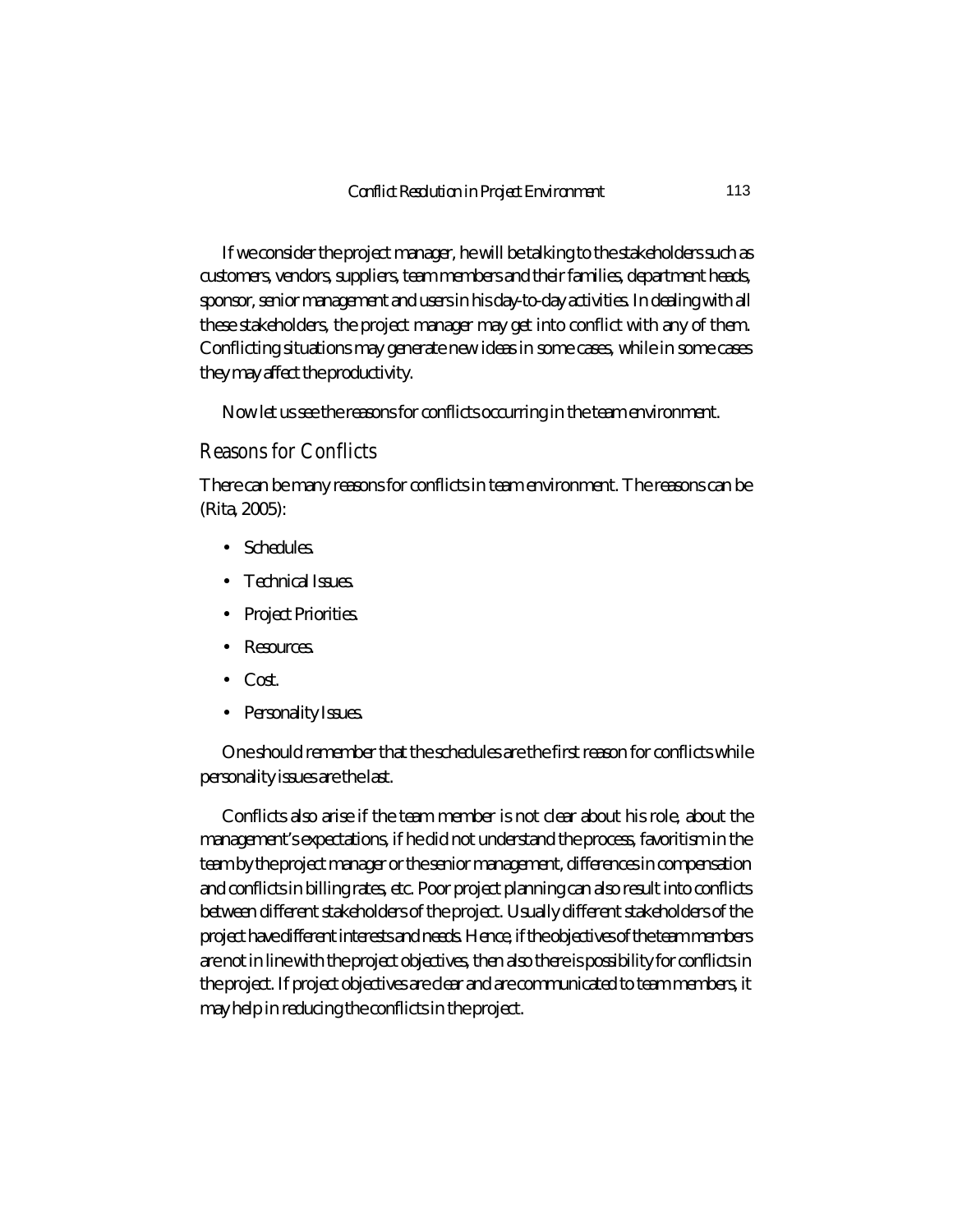If we consider the project manager, he will be talking to the stakeholders such as customers, vendors, suppliers, team members and their families, department heads, sponsor, senior management and users in his day-to-day activities. In dealing with all these stakeholders, the project manager may get into conflict with any of them. Conflicting situations may generate new ideas in some cases, while in some cases they may affect the productivity.

Now let us see the reasons for conflicts occurring in the team environment.

## Reasons for Conflicts

There can be many reasons for conflicts in team environment. The reasons can be (Rita, 2005):

- Schedules.
- Technical Issues.
- Project Priorities.
- Resources.
- Cost.
- Personality Issues.

One should remember that the schedules are the first reason for conflicts while personality issues are the last.

Conflicts also arise if the team member is not clear about his role, about the management's expectations, if he did not understand the process, favoritism in the team by the project manager or the senior management, differences in compensation and conflicts in billing rates, etc. Poor project planning can also result into conflicts between different stakeholders of the project. Usually different stakeholders of the project have different interests and needs. Hence, if the objectives of the team members are not in line with the project objectives, then also there is possibility for conflicts in the project. If project objectives are clear and are communicated to team members, it may help in reducing the conflicts in the project.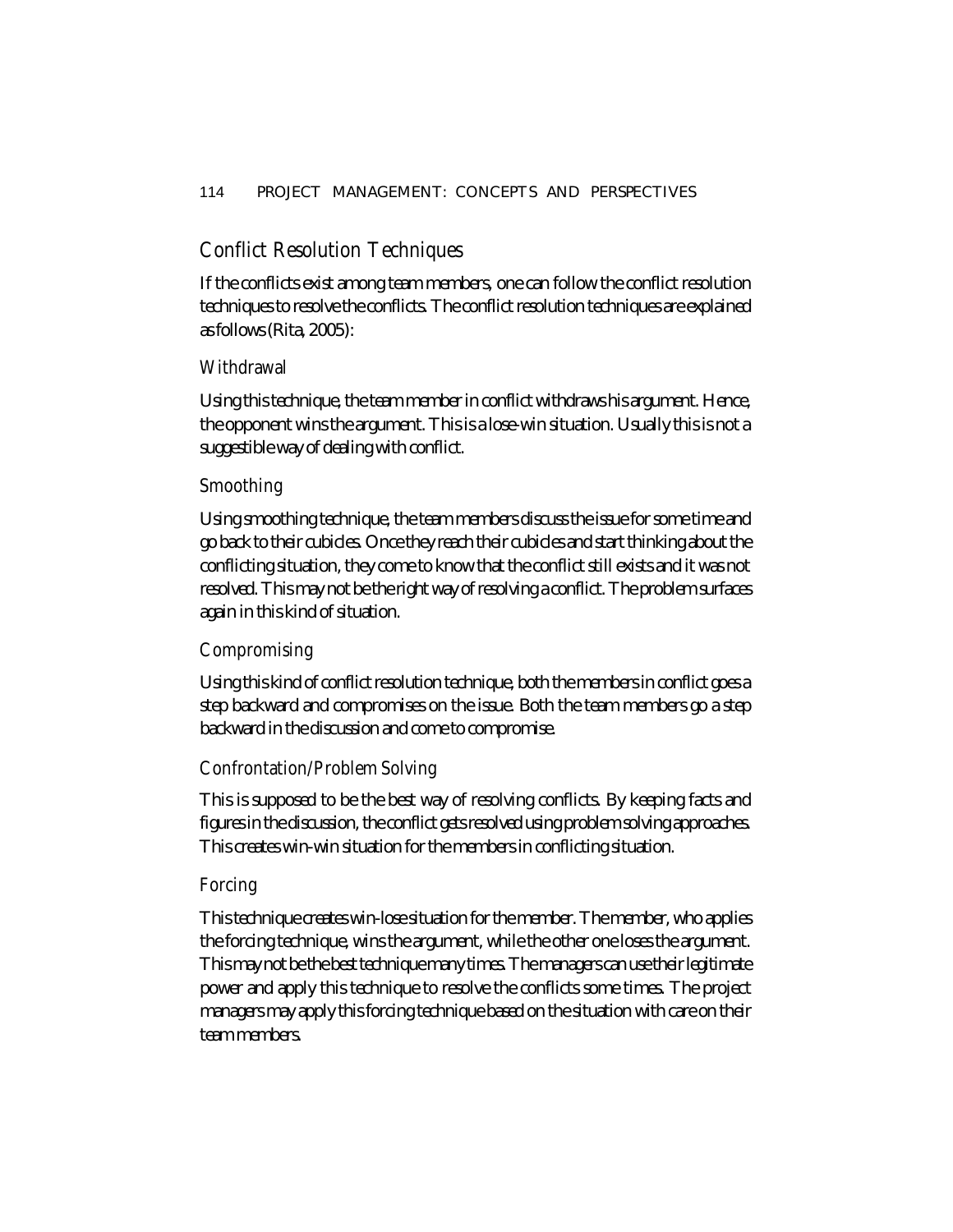## Conflict Resolution Techniques

If the conflicts exist among team members, one can follow the conflict resolution techniques to resolve the conflicts. The conflict resolution techniques are explained as follows (Rita, 2005):

### Withdrawal

Using this technique, the team member in conflict withdraws his argument. Hence, the opponent wins the argument. This is a lose-win situation. Usually this is not a suggestible way of dealing with conflict.

### Smoothing

Using smoothing technique, the team members discuss the issue for some time and go back to their cubicles. Once they reach their cubicles and start thinking about the conflicting situation, they come to know that the conflict still exists and it was not resolved. This may not be the right way of resolving a conflict. The problem surfaces again in this kind of situation.

### Compromising

Using this kind of conflict resolution technique, both the members in conflict goes a step backward and compromises on the issue. Both the team members go a step backward in the discussion and come to compromise.

### Confrontation/Problem Solving

This is supposed to be the best way of resolving conflicts. By keeping facts and figures in the discussion, the conflict gets resolved using problem solving approaches. This creates win-win situation for the members in conflicting situation.

### Forcing

This technique creates win-lose situation for the member. The member, who applies the forcing technique, wins the argument, while the other one loses the argument. This may not be the best technique many times. The managers can use their legitimate power and apply this technique to resolve the conflicts some times. The project managers may apply this forcing technique based on the situation with care on their team members.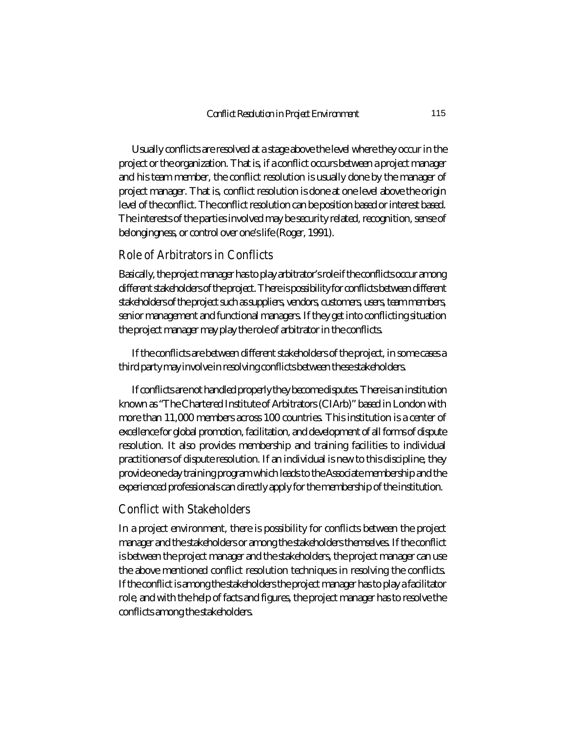Usually conflicts are resolved at a stage above the level where they occur in the project or the organization. That is, if a conflict occurs between a project manager and his team member, the conflict resolution is usually done by the manager of project manager. That is, conflict resolution is done at one level above the origin level of the conflict. The conflict resolution can be position based or interest based. The interests of the parties involved may be security related, recognition, sense of belongingness, or control over one's life (Roger, 1991).

## Role of Arbitrators in Conflicts

Basically, the project manager has to play arbitrator's role if the conflicts occur among different stakeholders of the project. There is possibility for conflicts between different stakeholders of the project such as suppliers, vendors, customers, users, team members, senior management and functional managers. If they get into conflicting situation the project manager may play the role of arbitrator in the conflicts.

If the conflicts are between different stakeholders of the project, in some cases a third party may involve in resolving conflicts between these stakeholders.

If conflicts are not handled properly they become disputes. There is an institution known as "The Chartered Institute of Arbitrators (CIArb)" based in London with more than 11,000 members across 100 countries. This institution is a center of excellence for global promotion, facilitation, and development of all forms of dispute resolution. It also provides membership and training facilities to individual practitioners of dispute resolution. If an individual is new to this discipline, they provide one day training program which leads to the Associate membership and the experienced professionals can directly apply for the membership of the institution.

## Conflict with Stakeholders

In a project environment, there is possibility for conflicts between the project manager and the stakeholders or among the stakeholders themselves. If the conflict is between the project manager and the stakeholders, the project manager can use the above mentioned conflict resolution techniques in resolving the conflicts. If the conflict is among the stakeholders the project manager has to play a facilitator role, and with the help of facts and figures, the project manager has to resolve the conflicts among the stakeholders.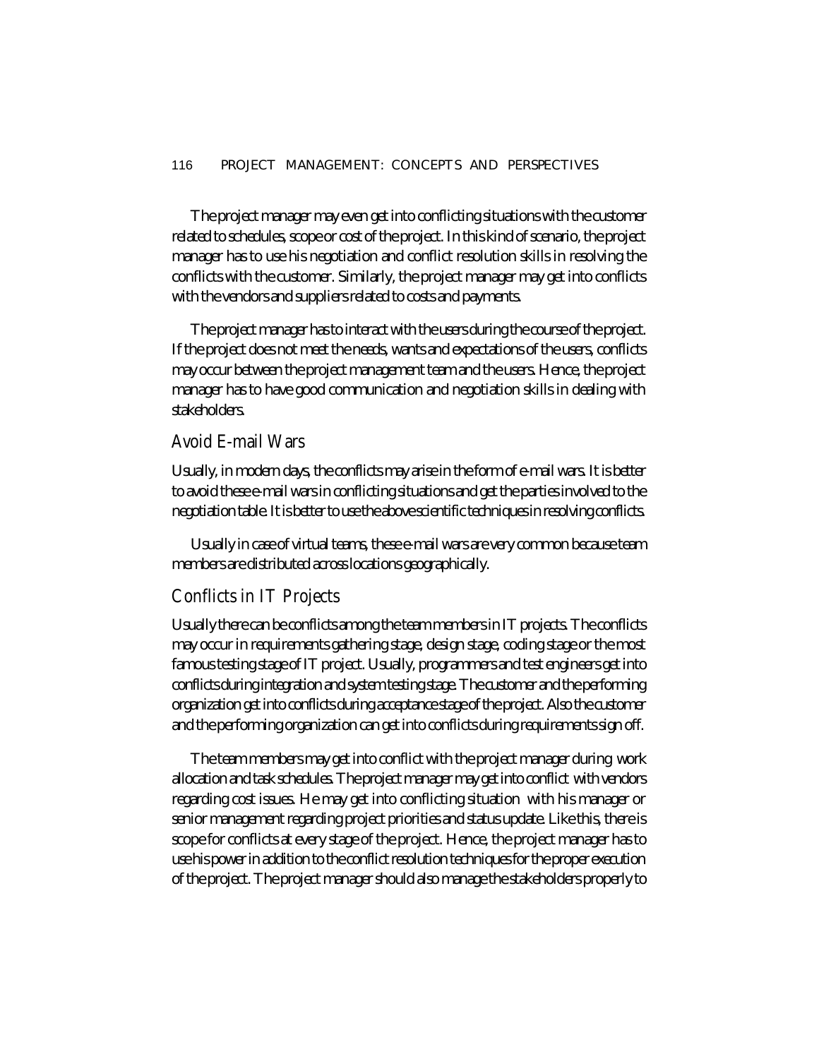The project manager may even get into conflicting situations with the customer related to schedules, scope or cost of the project. In this kind of scenario, the project manager has to use his negotiation and conflict resolution skills in resolving the conflicts with the customer. Similarly, the project manager may get into conflicts with the vendors and suppliers related to costs and payments.

The project manager has to interact with the users during the course of the project. If the project does not meet the needs, wants and expectations of the users, conflicts may occur between the project management team and the users. Hence, the project manager has to have good communication and negotiation skills in dealing with stakeholders.

## Avoid E-mail Wars

Usually, in modern days, the conflicts may arise in the form of e-mail wars. It is better to avoid these e-mail wars in conflicting situations and get the parties involved to the negotiation table. It is better to use the above scientific techniques in resolving conflicts.

Usually in case of virtual teams, these e-mail wars are very common because team members are distributed across locations geographically.

## Conflicts in IT Projects

Usually there can be conflicts among the team members in IT projects. The conflicts may occur in requirements gathering stage, design stage, coding stage or the most famous testing stage of IT project. Usually, programmers and test engineers get into conflicts during integration and system testing stage. The customer and the performing organization get into conflicts during acceptance stage of the project. Also the customer and the performing organization can get into conflicts during requirements sign off.

The team members may get into conflict with the project manager during work allocation and task schedules. The project manager may get into conflict with vendors regarding cost issues. He may get into conflicting situation with his manager or senior management regarding project priorities and status update. Like this, there is scope for conflicts at every stage of the project. Hence, the project manager has to use his power in addition to the conflict resolution techniques for the proper execution of the project. The project manager should also manage the stakeholders properly to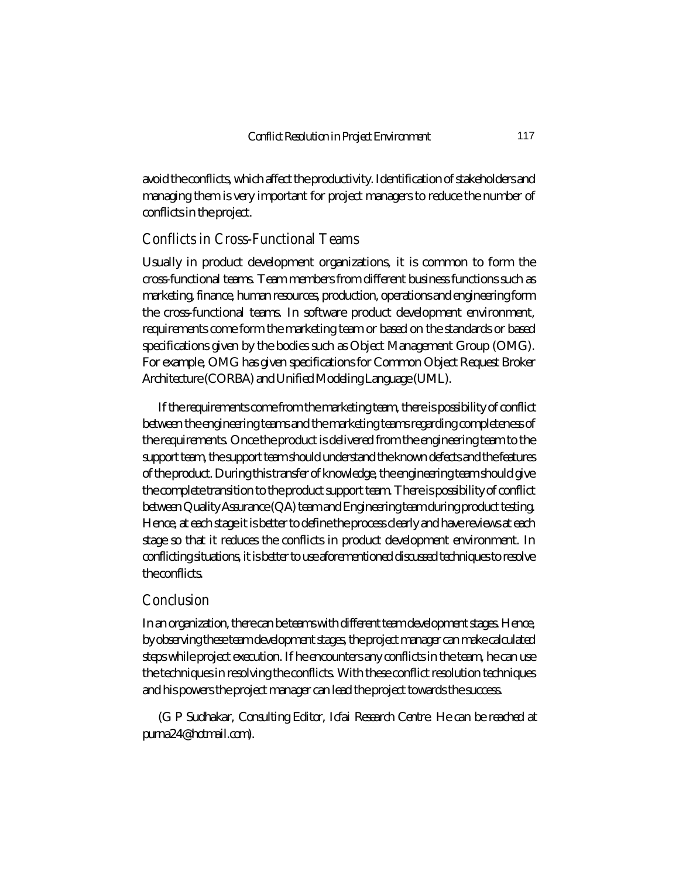avoid the conflicts, which affect the productivity. Identification of stakeholders and managing them is very important for project managers to reduce the number of conflicts in the project.

## Conflicts in Cross-Functional Teams

Usually in product development organizations, it is common to form the cross-functional teams. Team members from different business functions such as marketing, finance, human resources, production, operations and engineering form the cross-functional teams. In software product development environment, requirements come form the marketing team or based on the standards or based specifications given by the bodies such as Object Management Group (OMG). For example, OMG has given specifications for Common Object Request Broker Architecture (CORBA) and Unified Modeling Language (UML).

If the requirements come from the marketing team, there is possibility of conflict between the engineering teams and the marketing teams regarding completeness of the requirements. Once the product is delivered from the engineering team to the support team, the support team should understand the known defects and the features of the product. During this transfer of knowledge, the engineering team should give the complete transition to the product support team. There is possibility of conflict between Quality Assurance (QA) team and Engineering team during product testing. Hence, at each stage it is better to define the process clearly and have reviews at each stage so that it reduces the conflicts in product development environment. In conflicting situations, it is better to use aforementioned discussed techniques to resolve the conflicts.

## Conclusion

In an organization, there can be teams with different team development stages. Hence, by observing these team development stages, the project manager can make calculated steps while project execution. If he encounters any conflicts in the team, he can use the techniques in resolving the conflicts. With these conflict resolution techniques and his powers the project manager can lead the project towards the success.

(G P Sudhakar, Consulting Editor, Icfai Research Centre. He can be reached at purna24@hotmail.com).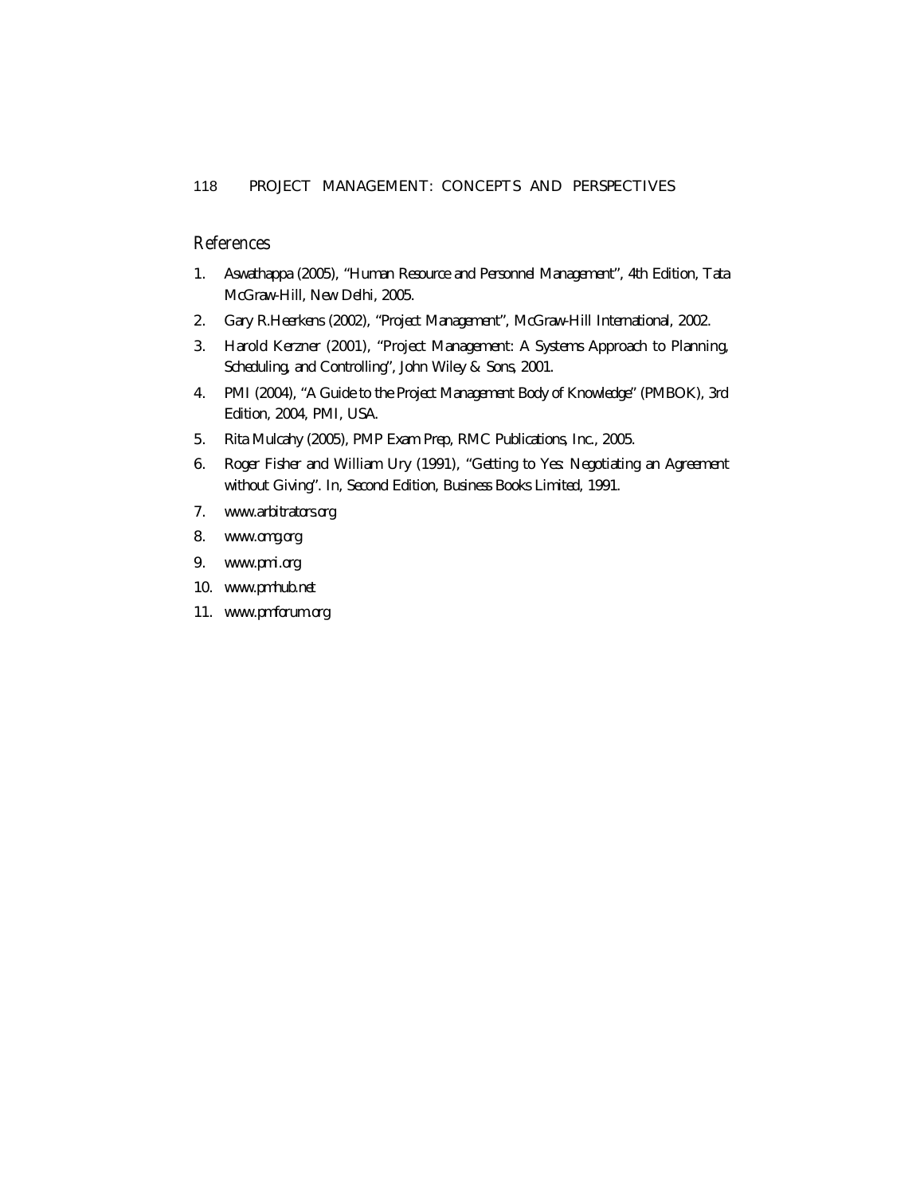## References

1. Aswathappa (2005), "Human Resource and Personnel Management", 4th Edition, Tata McGraw-Hill, New Delhi, 2005.
2. Gary R.Heerkens (2002), "Project Management", McGraw-Hill International, 2002.
3. Harold Kerzner (2001), "Project Management: A Systems Approach to Planning, Scheduling, and Controlling", John Wiley & Sons, 2001.
4. PMI (2004), "A Guide to the Project Management Body of Knowledge" (PMBOK), 3rd Edition, 2004, PMI, USA.
5. Rita Mulcahy (2005), PMP Exam Prep, RMC Publications, Inc., 2005.
6. Roger Fisher and William Ury (1991), "Getting to Yes: Negotiating an Agreement without Giving". In, Second Edition, Business Books Limited, 1991.
7. www.arbitrators.org
8. www.omg.org
9. www.pmi.org
10. www.pmhub.net
11. www.pmforum.org